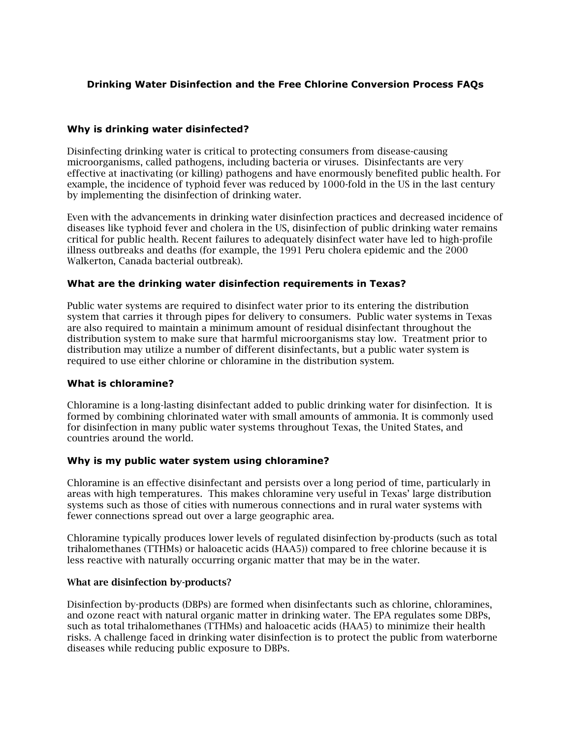# Drinking Water Disinfection and the Free Chlorine Conversion Process FAQs

### Why is drinking water disinfected?

Disinfecting drinking water is critical to protecting consumers from disease-causing microorganisms, called pathogens, including bacteria or viruses. Disinfectants are very effective at inactivating (or killing) pathogens and have enormously benefited public health. For example, the incidence of typhoid fever was reduced by 1000-fold in the US in the last century by implementing the disinfection of drinking water.

Even with the advancements in drinking water disinfection practices and decreased incidence of diseases like typhoid fever and cholera in the US, disinfection of public drinking water remains critical for public health. Recent failures to adequately disinfect water have led to high-profile illness outbreaks and deaths (for example, the 1991 Peru cholera epidemic and the 2000 Walkerton, Canada bacterial outbreak).

### What are the drinking water disinfection requirements in Texas?

Public water systems are required to disinfect water prior to its entering the distribution system that carries it through pipes for delivery to consumers. Public water systems in Texas are also required to maintain a minimum amount of residual disinfectant throughout the distribution system to make sure that harmful microorganisms stay low. Treatment prior to distribution may utilize a number of different disinfectants, but a public water system is required to use either chlorine or chloramine in the distribution system.

### What is chloramine?

Chloramine is a long-lasting disinfectant added to public drinking water for disinfection. It is formed by combining chlorinated water with small amounts of ammonia. It is commonly used for disinfection in many public water systems throughout Texas, the United States, and countries around the world.

### Why is my public water system using chloramine?

Chloramine is an effective disinfectant and persists over a long period of time, particularly in areas with high temperatures. This makes chloramine very useful in Texas' large distribution systems such as those of cities with numerous connections and in rural water systems with fewer connections spread out over a large geographic area.

Chloramine typically produces lower levels of regulated disinfection by-products (such as total trihalomethanes (TTHMs) or haloacetic acids (HAA5)) compared to free chlorine because it is less reactive with naturally occurring organic matter that may be in the water.

### What are disinfection by-products?

Disinfection by-products (DBPs) are formed when disinfectants such as chlorine, chloramines, and ozone react with natural organic matter in drinking water. The EPA regulates some DBPs, such as total trihalomethanes (TTHMs) and haloacetic acids (HAA5) to minimize their health risks. A challenge faced in drinking water disinfection is to protect the public from waterborne diseases while reducing public exposure to DBPs.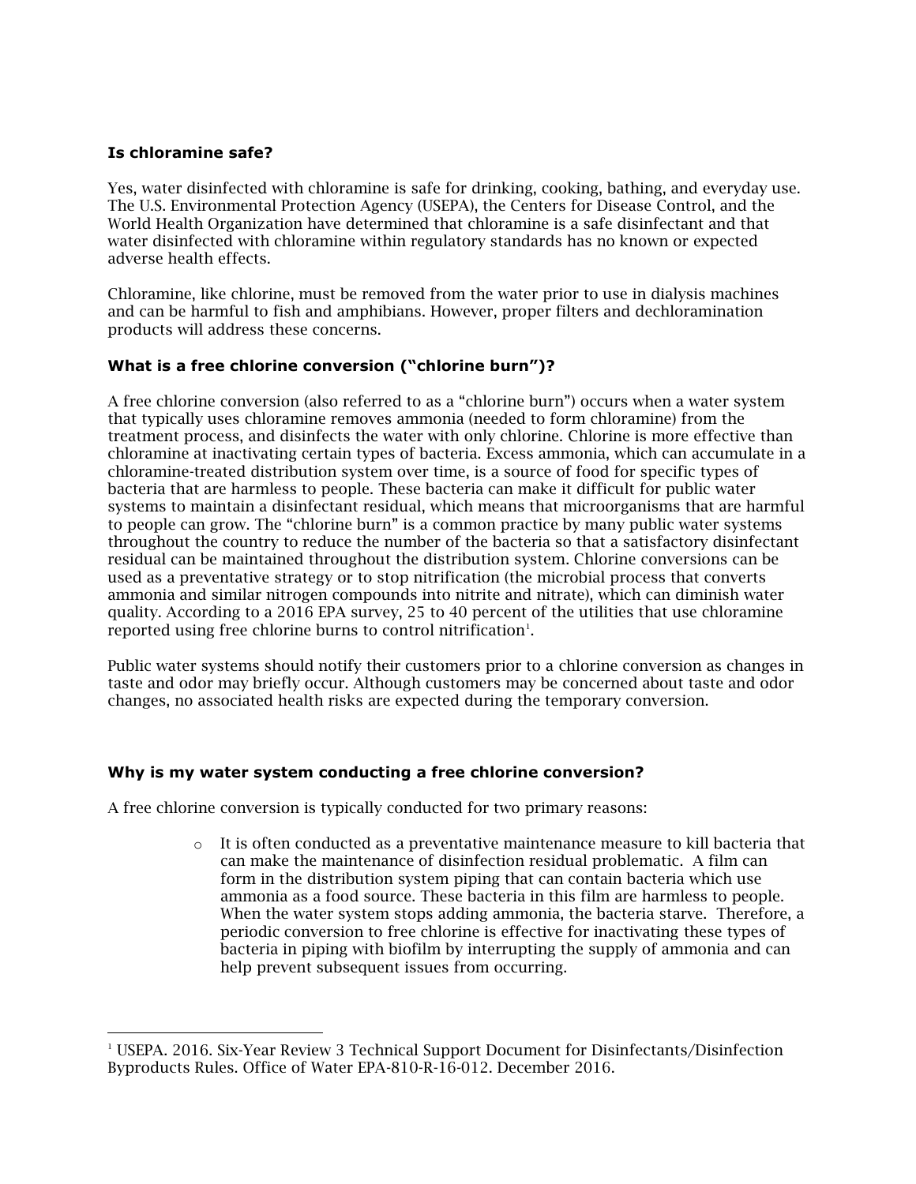**Is chloramine safe?**

Yes, water disinfected with chloramine is safe for drinking, cooking, bathing, and everyday use. The U.S. Environmental Protection Agency (USEPA), the Centers for Disease Control, and the World Health Organization have determined that chloramine is a safe disinfectant and that water disinfected with chloramine within regulatory standards has no known or expected adverse health effects.

Chloramine, like chlorine, must be removed from the water prior to use in dialysis machines and can be harmful to fish and amphibians. However, proper filters and dechloramination products will address these concerns.

**What is a free chlorine conversion ("chlorine burn")?**

A free chlorine conversion (also referred to as a "chlorine burn") occurs when a water system that typically uses chloramine removes ammonia (needed to form chloramine) from the treatment process, and disinfects the water with only chlorine. Chlorine is more effective than chloramine at inactivating certain types of bacteria. Excess ammonia, which can accumulate in a chloramine-treated distribution system over time, is a source of food for specific types of bacteria that are harmless to people. These bacteria can make it difficult for public water systems to maintain a disinfectant residual, which means that microorganisms that are harmful to people can grow. The "chlorine burn" is a common practice by many public water systems throughout the country to reduce the number of the bacteria so that a satisfactory disinfectant residual can be maintained throughout the distribution system. Chlorine conversions can be used as a preventative strategy or to stop nitrification (the microbial process that converts ammonia and similar nitrogen compounds into nitrite and nitrate), which can diminish water quality. According to a 2016 EPA survey, 25 to 40 percent of the utilities that use chloramine reported using free chlorine burns to control nitrification[1].

Public water systems should notify their customers prior to a chlorine conversion as changes in taste and odor may briefly occur. Although customers may be concerned about taste and odor changes, no associated health risks are expected during the temporary conversion.

**Why is my water system conducting a free chlorine conversion?**

A free chlorine conversion is typically conducted for two primary reasons:

- It is often conducted as a preventative maintenance measure to kill bacteria that can make the maintenance of disinfection residual problematic. A film can form in the distribution system piping that can contain bacteria which use ammonia as a food source. These bacteria in this film are harmless to people. When the water system stops adding ammonia, the bacteria starve. Therefore, a periodic conversion to free chlorine is effective for inactivating these types of bacteria in piping with biofilm by interrupting the supply of ammonia and can help prevent subsequent issues from occurring.

[1] USEPA. 2016. Six-Year Review 3 Technical Support Document for Disinfectants/Disinfection Byproducts Rules. Office of Water EPA-810-R-16-012. December 2016.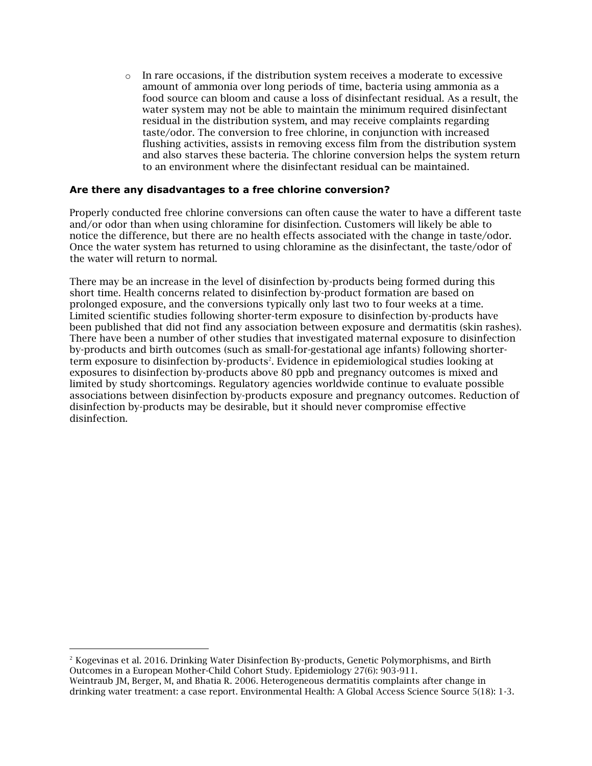- In rare occasions, if the distribution system receives a moderate to excessive amount of ammonia over long periods of time, bacteria using ammonia as a food source can bloom and cause a loss of disinfectant residual. As a result, the water system may not be able to maintain the minimum required disinfectant residual in the distribution system, and may receive complaints regarding taste/odor. The conversion to free chlorine, in conjunction with increased flushing activities, assists in removing excess film from the distribution system and also starves these bacteria. The chlorine conversion helps the system return to an environment where the disinfectant residual can be maintained.

**Are there any disadvantages to a free chlorine conversion?**

Properly conducted free chlorine conversions can often cause the water to have a different taste and/or odor than when using chloramine for disinfection. Customers will likely be able to notice the difference, but there are no health effects associated with the change in taste/odor. Once the water system has returned to using chloramine as the disinfectant, the taste/odor of the water will return to normal.

There may be an increase in the level of disinfection by-products being formed during this short time. Health concerns related to disinfection by-product formation are based on prolonged exposure, and the conversions typically only last two to four weeks at a time. Limited scientific studies following shorter-term exposure to disinfection by-products have been published that did not find any association between exposure and dermatitis (skin rashes). There have been a number of other studies that investigated maternal exposure to disinfection by-products and birth outcomes (such as small-for-gestational age infants) following shorter-term exposure to disinfection by-products[2]. Evidence in epidemiological studies looking at exposures to disinfection by-products above 80 ppb and pregnancy outcomes is mixed and limited by study shortcomings. Regulatory agencies worldwide continue to evaluate possible associations between disinfection by-products exposure and pregnancy outcomes. Reduction of disinfection by-products may be desirable, but it should never compromise effective disinfection.

---

[2] Kogevinas et al. 2016. Drinking Water Disinfection By-products, Genetic Polymorphisms, and Birth Outcomes in a European Mother-Child Cohort Study. Epidemiology 27(6): 903-911.
Weintraub JM, Berger, M, and Bhatia R. 2006. Heterogeneous dermatitis complaints after change in drinking water treatment: a case report. Environmental Health: A Global Access Science Source 5(18): 1-3.